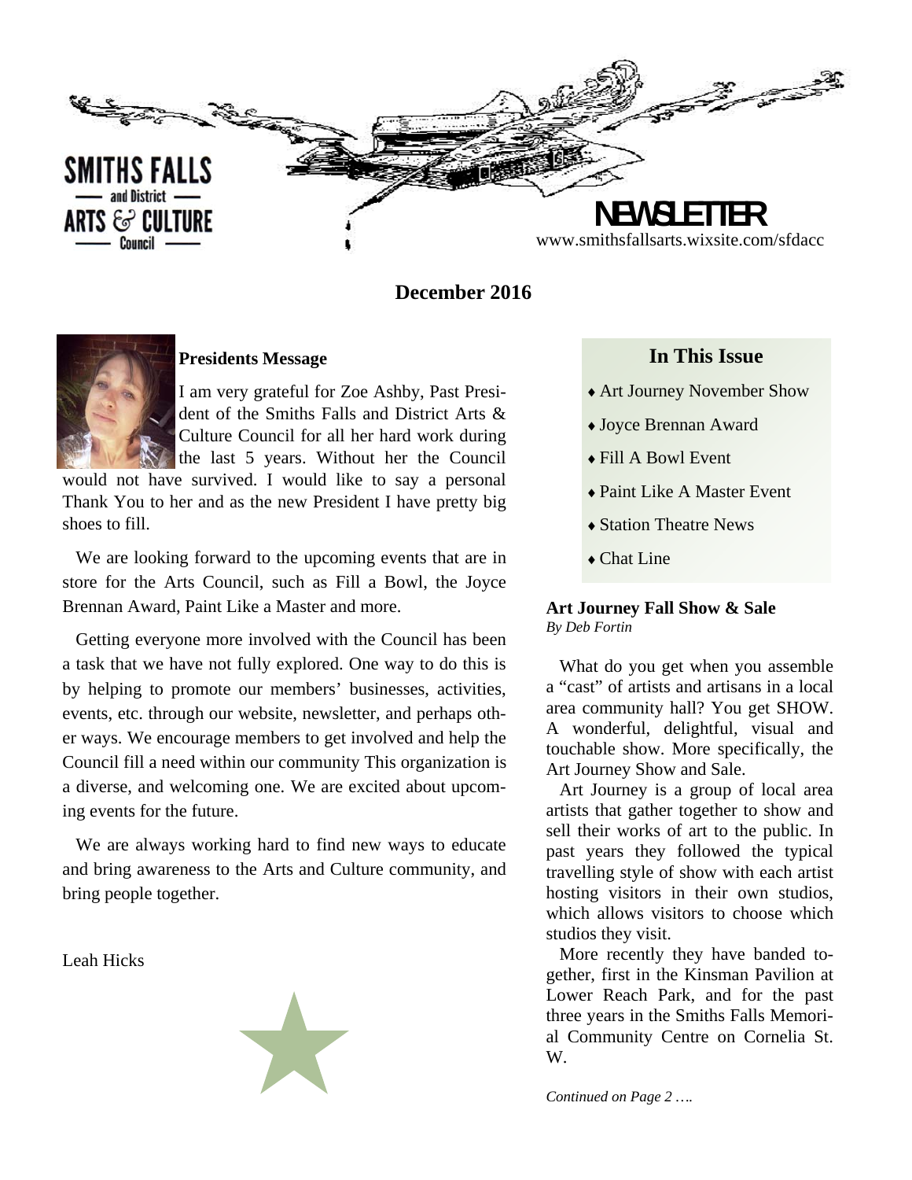SMITHS FALLS and District ARTS & CULTURE Council

# NEWSLETTER

www.smithsfallsarts.wixsite.com/sfdacc

## December 2016

### Presidents Message

I am very grateful for Zoe Ashby, Past President of the Smiths Falls and District Arts & Culture Council for all her hard work during the last 5 years. Without her the Council would not have survived. I would like to say a personal Thank You to her and as the new President I have pretty big shoes to fill.

We are looking forward to the upcoming events that are in store for the Arts Council, such as Fill a Bowl, the Joyce Brennan Award, Paint Like a Master and more.

Getting everyone more involved with the Council has been a task that we have not fully explored. One way to do this is by helping to promote our members' businesses, activities, events, etc. through our website, newsletter, and perhaps other ways. We encourage members to get involved and help the Council fill a need within our community This organization is a diverse, and welcoming one. We are excited about upcoming events for the future.

We are always working hard to find new ways to educate and bring awareness to the Arts and Culture community, and bring people together.

Leah Hicks

### In This Issue

- Art Journey November Show
- Joyce Brennan Award
- Fill A Bowl Event
- Paint Like A Master Event
- Station Theatre News
- Chat Line

### Art Journey Fall Show & Sale

*By Deb Fortin*

What do you get when you assemble a "cast" of artists and artisans in a local area community hall? You get SHOW. A wonderful, delightful, visual and touchable show. More specifically, the Art Journey Show and Sale.

Art Journey is a group of local area artists that gather together to show and sell their works of art to the public. In past years they followed the typical travelling style of show with each artist hosting visitors in their own studios, which allows visitors to choose which studios they visit.

More recently they have banded together, first in the Kinsman Pavilion at Lower Reach Park, and for the past three years in the Smiths Falls Memorial Community Centre on Cornelia St. W.

*Continued on Page 2 ….*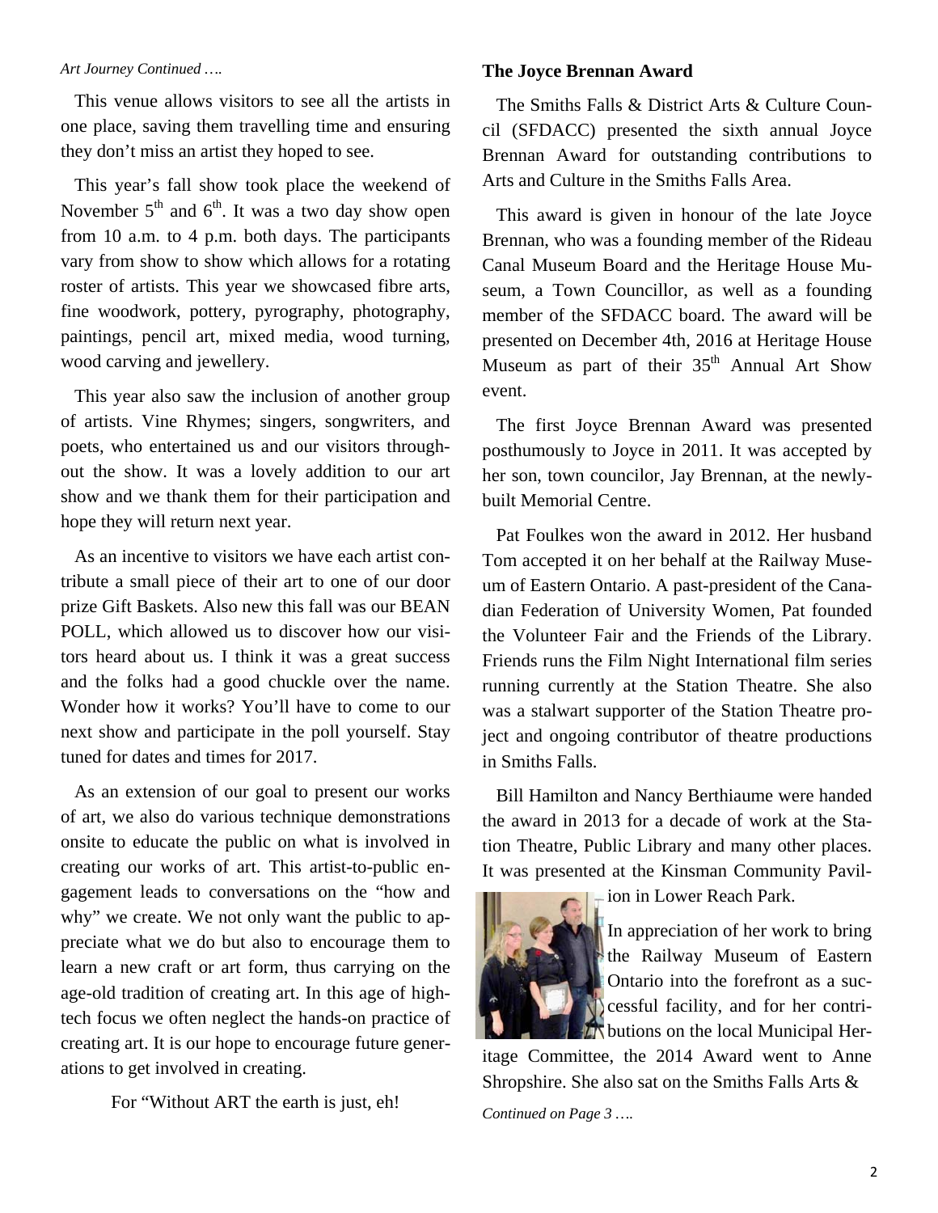*Art Journey Continued ….*

This venue allows visitors to see all the artists in one place, saving them travelling time and ensuring they don't miss an artist they hoped to see.

This year's fall show took place the weekend of November 5th and 6th. It was a two day show open from 10 a.m. to 4 p.m. both days. The participants vary from show to show which allows for a rotating roster of artists. This year we showcased fibre arts, fine woodwork, pottery, pyrography, photography, paintings, pencil art, mixed media, wood turning, wood carving and jewellery.

This year also saw the inclusion of another group of artists. Vine Rhymes; singers, songwriters, and poets, who entertained us and our visitors throughout the show. It was a lovely addition to our art show and we thank them for their participation and hope they will return next year.

As an incentive to visitors we have each artist contribute a small piece of their art to one of our door prize Gift Baskets. Also new this fall was our BEAN POLL, which allowed us to discover how our visitors heard about us. I think it was a great success and the folks had a good chuckle over the name. Wonder how it works? You'll have to come to our next show and participate in the poll yourself. Stay tuned for dates and times for 2017.

As an extension of our goal to present our works of art, we also do various technique demonstrations onsite to educate the public on what is involved in creating our works of art. This artist-to-public engagement leads to conversations on the "how and why" we create. We not only want the public to appreciate what we do but also to encourage them to learn a new craft or art form, thus carrying on the age-old tradition of creating art. In this age of high-tech focus we often neglect the hands-on practice of creating art. It is our hope to encourage future generations to get involved in creating.

For "Without ART the earth is just, eh!

**The Joyce Brennan Award**

The Smiths Falls & District Arts & Culture Council (SFDACC) presented the sixth annual Joyce Brennan Award for outstanding contributions to Arts and Culture in the Smiths Falls Area.

This award is given in honour of the late Joyce Brennan, who was a founding member of the Rideau Canal Museum Board and the Heritage House Museum, a Town Councillor, as well as a founding member of the SFDACC board. The award will be presented on December 4th, 2016 at Heritage House Museum as part of their 35th Annual Art Show event.

The first Joyce Brennan Award was presented posthumously to Joyce in 2011. It was accepted by her son, town councilor, Jay Brennan, at the newly-built Memorial Centre.

Pat Foulkes won the award in 2012. Her husband Tom accepted it on her behalf at the Railway Museum of Eastern Ontario. A past-president of the Canadian Federation of University Women, Pat founded the Volunteer Fair and the Friends of the Library. Friends runs the Film Night International film series running currently at the Station Theatre. She also was a stalwart supporter of the Station Theatre project and ongoing contributor of theatre productions in Smiths Falls.

Bill Hamilton and Nancy Berthiaume were handed the award in 2013 for a decade of work at the Station Theatre, Public Library and many other places. It was presented at the Kinsman Community Pavilion in Lower Reach Park.

In appreciation of her work to bring the Railway Museum of Eastern Ontario into the forefront as a successful facility, and for her contributions on the local Municipal Heritage Committee, the 2014 Award went to Anne Shropshire. She also sat on the Smiths Falls Arts &

*Continued on Page 3 ….*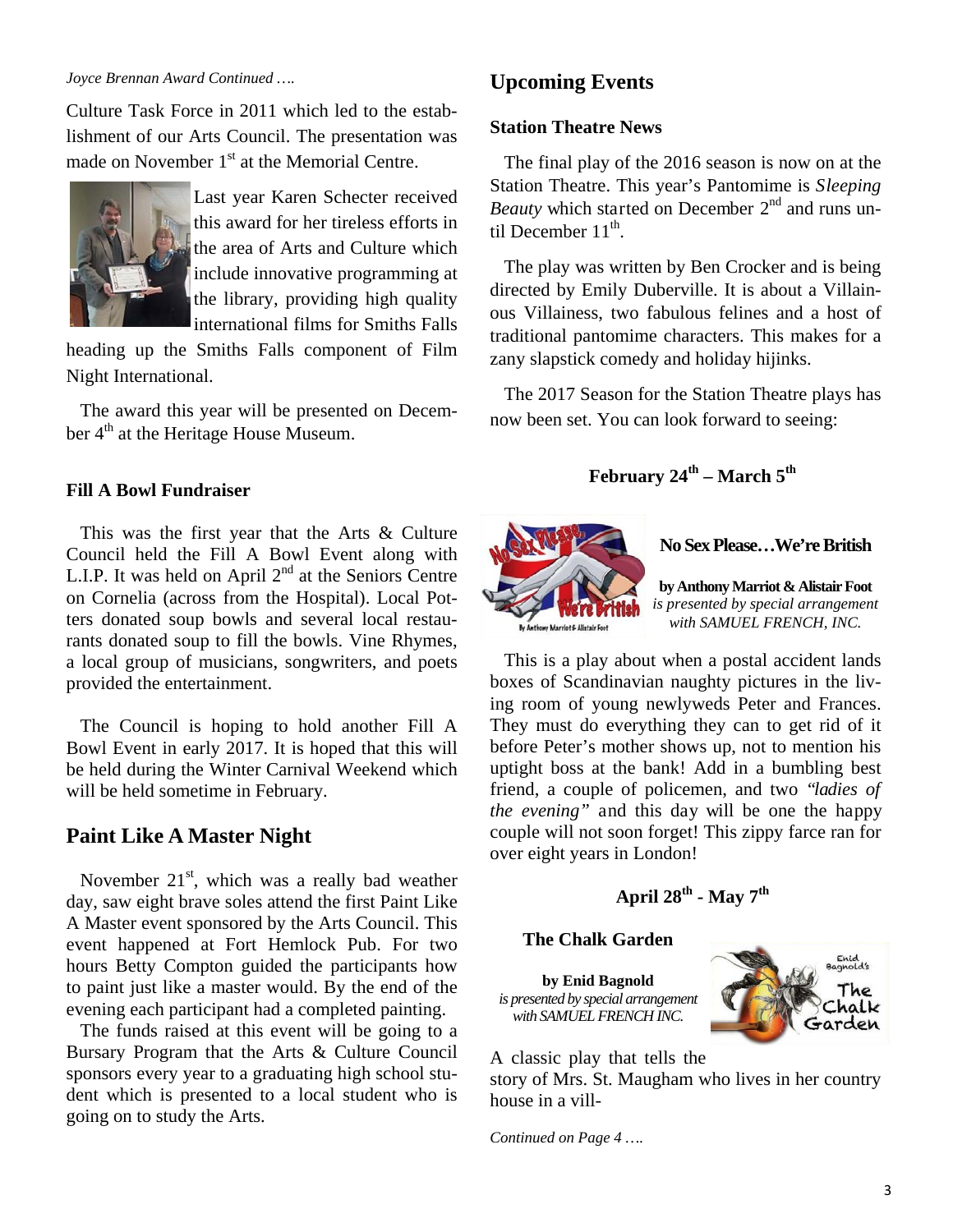*Joyce Brennan Award Continued ….*

Culture Task Force in 2011 which led to the establishment of our Arts Council. The presentation was made on November 1st at the Memorial Centre.

Last year Karen Schecter received this award for her tireless efforts in the area of Arts and Culture which include innovative programming at the library, providing high quality international films for Smiths Falls heading up the Smiths Falls component of Film Night International.

The award this year will be presented on December 4th at the Heritage House Museum.

### Fill A Bowl Fundraiser

This was the first year that the Arts & Culture Council held the Fill A Bowl Event along with L.I.P. It was held on April 2nd at the Seniors Centre on Cornelia (across from the Hospital). Local Potters donated soup bowls and several local restaurants donated soup to fill the bowls. Vine Rhymes, a local group of musicians, songwriters, and poets provided the entertainment.

The Council is hoping to hold another Fill A Bowl Event in early 2017. It is hoped that this will be held during the Winter Carnival Weekend which will be held sometime in February.

## Paint Like A Master Night

November 21st, which was a really bad weather day, saw eight brave soles attend the first Paint Like A Master event sponsored by the Arts Council. This event happened at Fort Hemlock Pub. For two hours Betty Compton guided the participants how to paint just like a master would. By the end of the evening each participant had a completed painting.

The funds raised at this event will be going to a Bursary Program that the Arts & Culture Council sponsors every year to a graduating high school student which is presented to a local student who is going on to study the Arts.

## Upcoming Events

### Station Theatre News

The final play of the 2016 season is now on at the Station Theatre. This year's Pantomime is *Sleeping Beauty* which started on December 2nd and runs until December 11th.

The play was written by Ben Crocker and is being directed by Emily Duberville. It is about a Villainous Villainess, two fabulous felines and a host of traditional pantomime characters. This makes for a zany slapstick comedy and holiday hijinks.

The 2017 Season for the Station Theatre plays has now been set. You can look forward to seeing:

**February 24th – March 5th**

**No Sex Please…We're British**

**by Anthony Marriot & Alistair Foot**
*is presented by special arrangement with SAMUEL FRENCH, INC.*

This is a play about when a postal accident lands boxes of Scandinavian naughty pictures in the living room of young newlyweds Peter and Frances. They must do everything they can to get rid of it before Peter's mother shows up, not to mention his uptight boss at the bank! Add in a bumbling best friend, a couple of policemen, and two *"ladies of the evening"* and this day will be one the happy couple will not soon forget! This zippy farce ran for over eight years in London!

**April 28th - May 7th**

**The Chalk Garden**

**by Enid Bagnold**
*is presented by special arrangement with SAMUEL FRENCH INC.*

A classic play that tells the story of Mrs. St. Maugham who lives in her country house in a vill-

*Continued on Page 4 ….*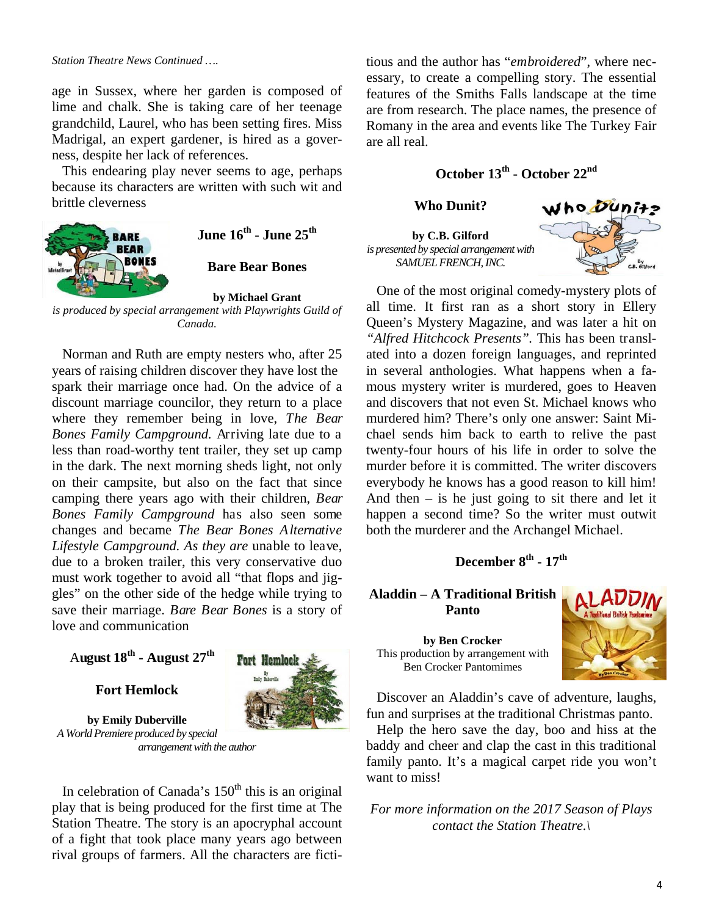*Station Theatre News Continued ….*

age in Sussex, where her garden is composed of lime and chalk. She is taking care of her teenage grandchild, Laurel, who has been setting fires. Miss Madrigal, an expert gardener, is hired as a governess, despite her lack of references.

This endearing play never seems to age, perhaps because its characters are written with such wit and brittle cleverness

**June 16th - June 25th**

**Bare Bear Bones**

**by Michael Grant**

*is produced by special arrangement with Playwrights Guild of Canada.*

Norman and Ruth are empty nesters who, after 25 years of raising children discover they have lost the spark their marriage once had. On the advice of a discount marriage councilor, they return to a place where they remember being in love, *The Bear Bones Family Campground.* Arriving late due to a less than road-worthy tent trailer, they set up camp in the dark. The next morning sheds light, not only on their campsite, but also on the fact that since camping there years ago with their children, *Bear Bones Family Campground* has also seen some changes and became *The Bear Bones Alternative Lifestyle Campground. As they are* unable to leave, due to a broken trailer, this very conservative duo must work together to avoid all "that flops and jiggles" on the other side of the hedge while trying to save their marriage. *Bare Bear Bones* is a story of love and communication

**August 18th - August 27th**

**Fort Hemlock**

**by Emily Duberville**

*A World Premiere produced by special arrangement with the author*

In celebration of Canada's 150th this is an original play that is being produced for the first time at The Station Theatre. The story is an apocryphal account of a fight that took place many years ago between rival groups of farmers. All the characters are fictitious and the author has "*embroidered*", where necessary, to create a compelling story. The essential features of the Smiths Falls landscape at the time are from research. The place names, the presence of Romany in the area and events like The Turkey Fair are all real.

**October 13th - October 22nd**

**Who Dunit?**

**by C.B. Gilford**

*is presented by special arrangement with SAMUEL FRENCH, INC.*

One of the most original comedy-mystery plots of all time. It first ran as a short story in Ellery Queen's Mystery Magazine, and was later a hit on *"Alfred Hitchcock Presents".* This has been translated into a dozen foreign languages, and reprinted in several anthologies. What happens when a famous mystery writer is murdered, goes to Heaven and discovers that not even St. Michael knows who murdered him? There's only one answer: Saint Michael sends him back to earth to relive the past twenty-four hours of his life in order to solve the murder before it is committed. The writer discovers everybody he knows has a good reason to kill him! And then – is he just going to sit there and let it happen a second time? So the writer must outwit both the murderer and the Archangel Michael.

**December 8th - 17th**

**Aladdin – A Traditional British Panto**

**by Ben Crocker**

This production by arrangement with Ben Crocker Pantomimes

Discover an Aladdin's cave of adventure, laughs, fun and surprises at the traditional Christmas panto.

Help the hero save the day, boo and hiss at the baddy and cheer and clap the cast in this traditional family panto. It's a magical carpet ride you won't want to miss!

*For more information on the 2017 Season of Plays contact the Station Theatre.\*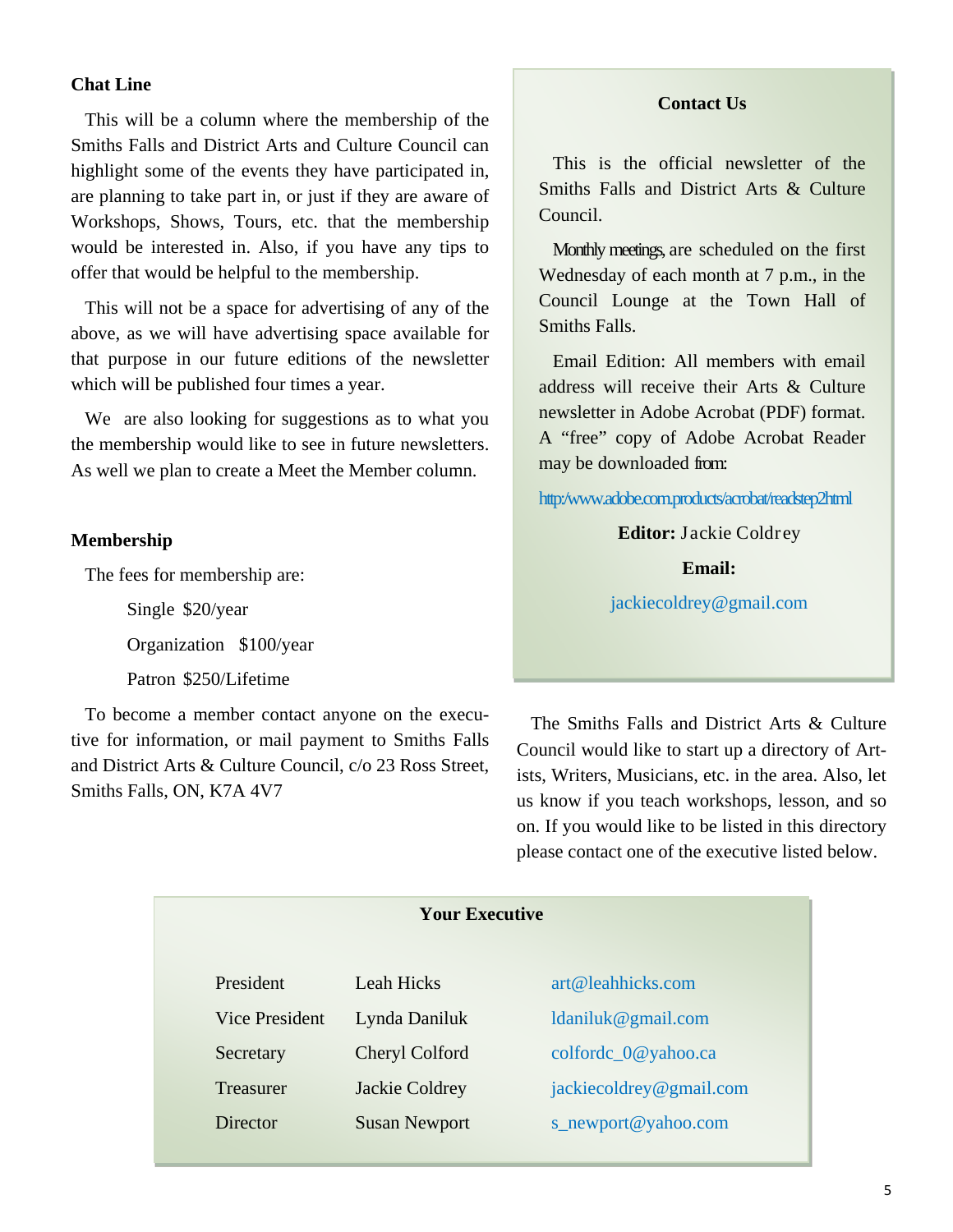## Chat Line

This will be a column where the membership of the Smiths Falls and District Arts and Culture Council can highlight some of the events they have participated in, are planning to take part in, or just if they are aware of Workshops, Shows, Tours, etc. that the membership would be interested in. Also, if you have any tips to offer that would be helpful to the membership.

This will not be a space for advertising of any of the above, as we will have advertising space available for that purpose in our future editions of the newsletter which will be published four times a year.

We are also looking for suggestions as to what you the membership would like to see in future newsletters. As well we plan to create a Meet the Member column.

## Membership

The fees for membership are:

Single $20/year

Organization $100/year

Patron $250/Lifetime

To become a member contact anyone on the executive for information, or mail payment to Smiths Falls and District Arts & Culture Council, c/o 23 Ross Street, Smiths Falls, ON, K7A 4V7

## Contact Us

This is the official newsletter of the Smiths Falls and District Arts & Culture Council.

Monthly meetings, are scheduled on the first Wednesday of each month at 7 p.m., in the Council Lounge at the Town Hall of Smiths Falls.

Email Edition: All members with email address will receive their Arts & Culture newsletter in Adobe Acrobat (PDF) format. A "free" copy of Adobe Acrobat Reader may be downloaded from:

http:/www.adobe.com.products/acrobat/readstep2html

**Editor:** Jackie Coldrey

**Email:**

jackiecoldrey@gmail.com

The Smiths Falls and District Arts & Culture Council would like to start up a directory of Artists, Writers, Musicians, etc. in the area. Also, let us know if you teach workshops, lesson, and so on. If you would like to be listed in this directory please contact one of the executive listed below.

## Your Executive

| | | |
|---|---|---|
| President | Leah Hicks | art@leahhicks.com |
| Vice President | Lynda Daniluk | ldaniluk@gmail.com |
| Secretary | Cheryl Colford | colfordc_0@yahoo.ca |
| Treasurer | Jackie Coldrey | jackiecoldrey@gmail.com |
| Director | Susan Newport | s_newport@yahoo.com |